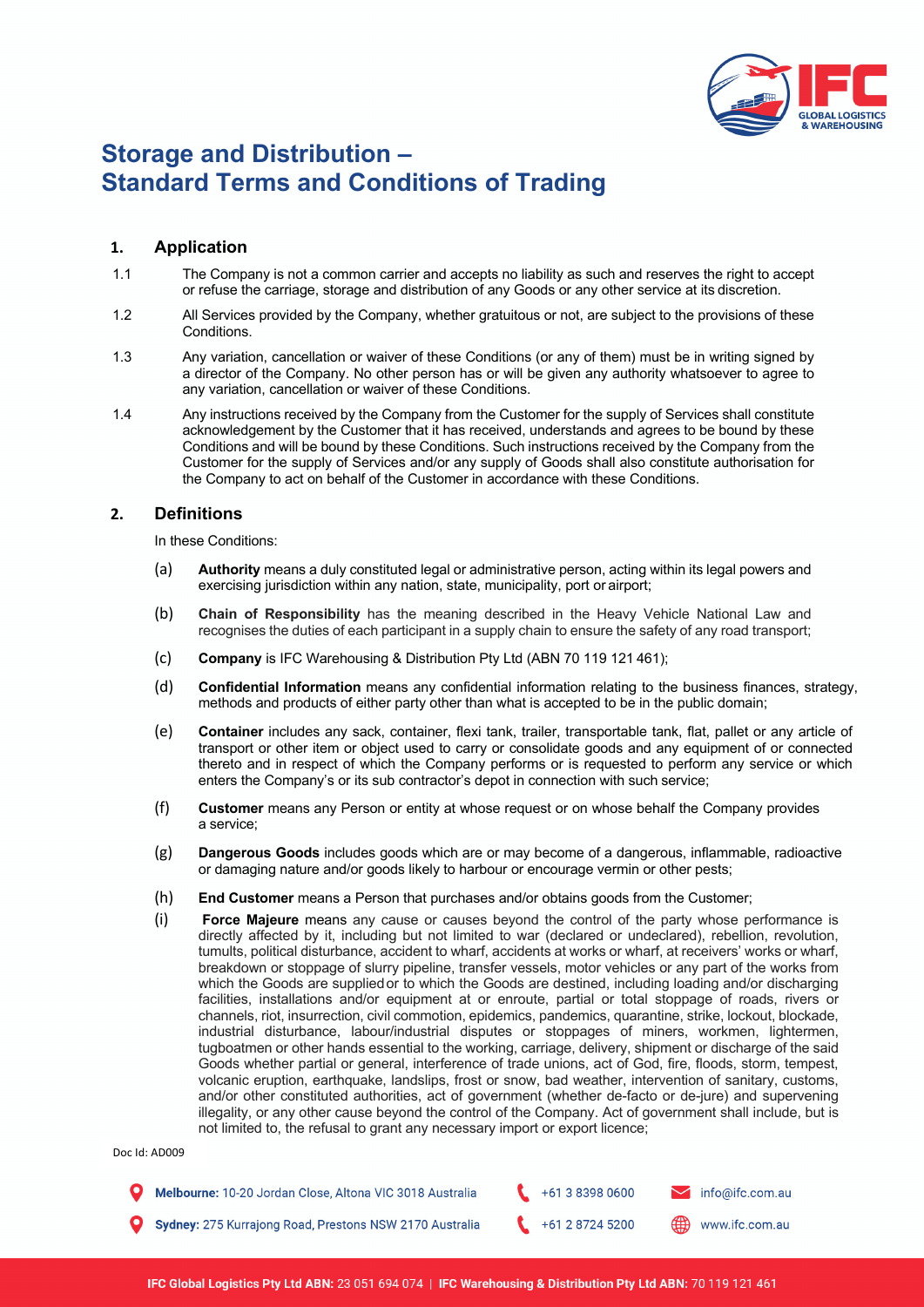# Storage and Distribution – Standard Terms and Conditions of Trading

## 1. Application

1.1 The Company is not a common carrier and accepts no liability as such and reserves the right to accept or refuse the carriage, storage and distribution of any Goods or any other service at its discretion.

1.2 All Services provided by the Company, whether gratuitous or not, are subject to the provisions of these Conditions.

1.3 Any variation, cancellation or waiver of these Conditions (or any of them) must be in writing signed by a director of the Company. No other person has or will be given any authority whatsoever to agree to any variation, cancellation or waiver of these Conditions.

1.4 Any instructions received by the Company from the Customer for the supply of Services shall constitute acknowledgement by the Customer that it has received, understands and agrees to be bound by these Conditions and will be bound by these Conditions. Such instructions received by the Company from the Customer for the supply of Services and/or any supply of Goods shall also constitute authorisation for the Company to act on behalf of the Customer in accordance with these Conditions.

## 2. Definitions

In these Conditions:

(a) **Authority** means a duly constituted legal or administrative person, acting within its legal powers and exercising jurisdiction within any nation, state, municipality, port or airport;

(b) **Chain of Responsibility** has the meaning described in the Heavy Vehicle National Law and recognises the duties of each participant in a supply chain to ensure the safety of any road transport;

(c) **Company** is IFC Warehousing & Distribution Pty Ltd (ABN 70 119 121 461);

(d) **Confidential Information** means any confidential information relating to the business finances, strategy, methods and products of either party other than what is accepted to be in the public domain;

(e) **Container** includes any sack, container, flexi tank, trailer, transportable tank, flat, pallet or any article of transport or other item or object used to carry or consolidate goods and any equipment of or connected thereto and in respect of which the Company performs or is requested to perform any service or which enters the Company's or its sub contractor's depot in connection with such service;

(f) **Customer** means any Person or entity at whose request or on whose behalf the Company provides a service;

(g) **Dangerous Goods** includes goods which are or may become of a dangerous, inflammable, radioactive or damaging nature and/or goods likely to harbour or encourage vermin or other pests;

(h) **End Customer** means a Person that purchases and/or obtains goods from the Customer;

(i) **Force Majeure** means any cause or causes beyond the control of the party whose performance is directly affected by it, including but not limited to war (declared or undeclared), rebellion, revolution, tumults, political disturbance, accident to wharf, accidents at works or wharf, at receivers' works or wharf, breakdown or stoppage of slurry pipeline, transfer vessels, motor vehicles or any part of the works from which the Goods are supplied or to which the Goods are destined, including loading and/or discharging facilities, installations and/or equipment at or enroute, partial or total stoppage of roads, rivers or channels, riot, insurrection, civil commotion, epidemics, pandemics, quarantine, strike, lockout, blockade, industrial disturbance, labour/industrial disputes or stoppages of miners, workmen, lightermen, tugboatmen or other hands essential to the working, carriage, delivery, shipment or discharge of the said Goods whether partial or general, interference of trade unions, act of God, fire, floods, storm, tempest, volcanic eruption, earthquake, landslips, frost or snow, bad weather, intervention of sanitary, customs, and/or other constituted authorities, act of government (whether de-facto or de-jure) and supervening illegality, or any other cause beyond the control of the Company. Act of government shall include, but is not limited to, the refusal to grant any necessary import or export licence;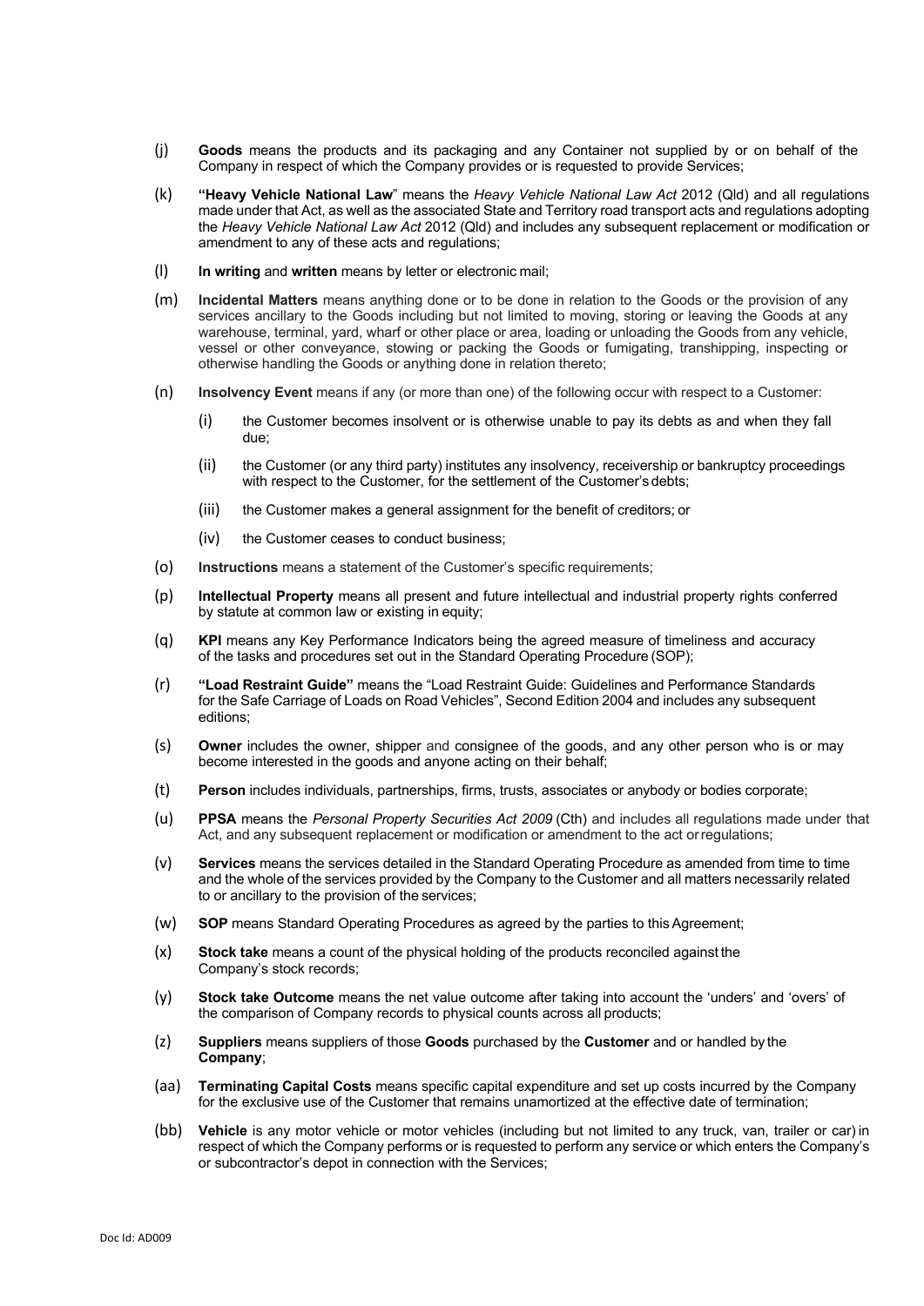(j) **Goods** means the products and its packaging and any Container not supplied by or on behalf of the Company in respect of which the Company provides or is requested to provide Services;

(k) **"Heavy Vehicle National Law**" means the *Heavy Vehicle National Law Act* 2012 (Qld) and all regulations made under that Act, as well as the associated State and Territory road transport acts and regulations adopting the *Heavy Vehicle National Law Act* 2012 (Qld) and includes any subsequent replacement or modification or amendment to any of these acts and regulations;

(l) **In writing** and **written** means by letter or electronic mail;

(m) **Incidental Matters** means anything done or to be done in relation to the Goods or the provision of any services ancillary to the Goods including but not limited to moving, storing or leaving the Goods at any warehouse, terminal, yard, wharf or other place or area, loading or unloading the Goods from any vehicle, vessel or other conveyance, stowing or packing the Goods or fumigating, transhipping, inspecting or otherwise handling the Goods or anything done in relation thereto;

(n) **Insolvency Event** means if any (or more than one) of the following occur with respect to a Customer:

   (i) the Customer becomes insolvent or is otherwise unable to pay its debts as and when they fall due;

   (ii) the Customer (or any third party) institutes any insolvency, receivership or bankruptcy proceedings with respect to the Customer, for the settlement of the Customer's debts;

   (iii) the Customer makes a general assignment for the benefit of creditors; or

   (iv) the Customer ceases to conduct business;

(o) **Instructions** means a statement of the Customer's specific requirements;

(p) **Intellectual Property** means all present and future intellectual and industrial property rights conferred by statute at common law or existing in equity;

(q) **KPI** means any Key Performance Indicators being the agreed measure of timeliness and accuracy of the tasks and procedures set out in the Standard Operating Procedure (SOP);

(r) **"Load Restraint Guide"** means the "Load Restraint Guide: Guidelines and Performance Standards for the Safe Carriage of Loads on Road Vehicles", Second Edition 2004 and includes any subsequent editions;

(s) **Owner** includes the owner, shipper and consignee of the goods, and any other person who is or may become interested in the goods and anyone acting on their behalf;

(t) **Person** includes individuals, partnerships, firms, trusts, associates or anybody or bodies corporate;

(u) **PPSA** means the *Personal Property Securities Act 2009* (Cth) and includes all regulations made under that Act, and any subsequent replacement or modification or amendment to the act or regulations;

(v) **Services** means the services detailed in the Standard Operating Procedure as amended from time to time and the whole of the services provided by the Company to the Customer and all matters necessarily related to or ancillary to the provision of the services;

(w) **SOP** means Standard Operating Procedures as agreed by the parties to this Agreement;

(x) **Stock take** means a count of the physical holding of the products reconciled against the Company's stock records;

(y) **Stock take Outcome** means the net value outcome after taking into account the 'unders' and 'overs' of the comparison of Company records to physical counts across all products;

(z) **Suppliers** means suppliers of those **Goods** purchased by the **Customer** and or handled by the **Company**;

(aa) **Terminating Capital Costs** means specific capital expenditure and set up costs incurred by the Company for the exclusive use of the Customer that remains unamortized at the effective date of termination;

(bb) **Vehicle** is any motor vehicle or motor vehicles (including but not limited to any truck, van, trailer or car) in respect of which the Company performs or is requested to perform any service or which enters the Company's or subcontractor's depot in connection with the Services;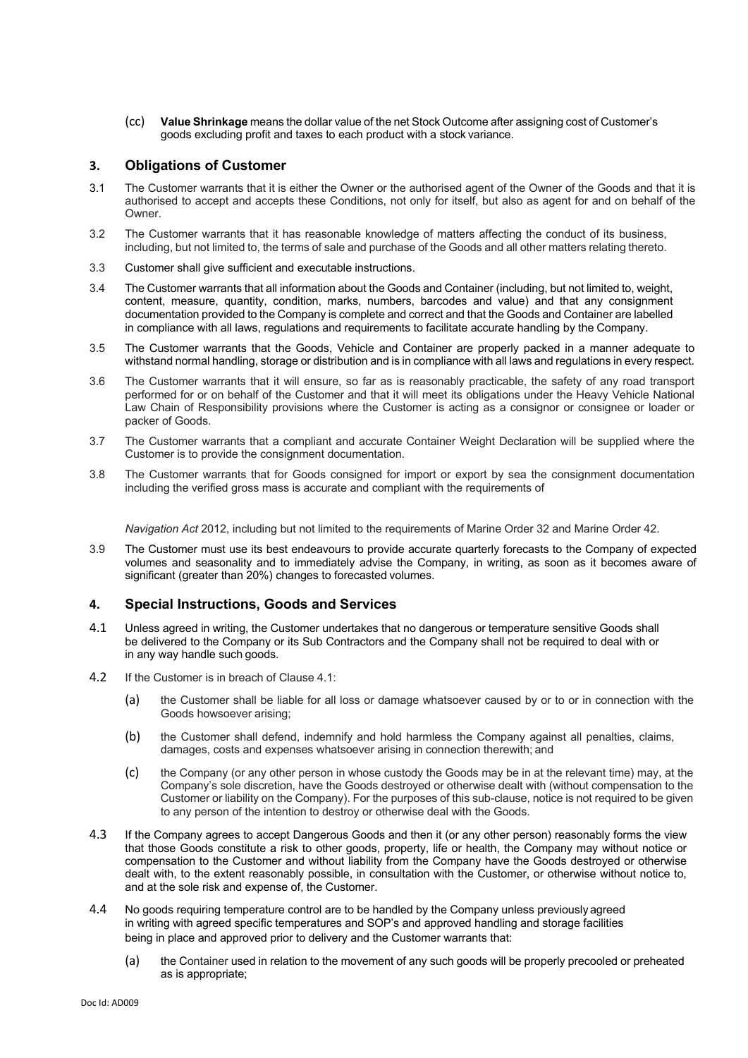(cc) **Value Shrinkage** means the dollar value of the net Stock Outcome after assigning cost of Customer's goods excluding profit and taxes to each product with a stock variance.

## 3. Obligations of Customer

3.1 The Customer warrants that it is either the Owner or the authorised agent of the Owner of the Goods and that it is authorised to accept and accepts these Conditions, not only for itself, but also as agent for and on behalf of the Owner.

3.2 The Customer warrants that it has reasonable knowledge of matters affecting the conduct of its business, including, but not limited to, the terms of sale and purchase of the Goods and all other matters relating thereto.

3.3 Customer shall give sufficient and executable instructions.

3.4 The Customer warrants that all information about the Goods and Container (including, but not limited to, weight, content, measure, quantity, condition, marks, numbers, barcodes and value) and that any consignment documentation provided to the Company is complete and correct and that the Goods and Container are labelled in compliance with all laws, regulations and requirements to facilitate accurate handling by the Company.

3.5 The Customer warrants that the Goods, Vehicle and Container are properly packed in a manner adequate to withstand normal handling, storage or distribution and is in compliance with all laws and regulations in every respect.

3.6 The Customer warrants that it will ensure, so far as is reasonably practicable, the safety of any road transport performed for or on behalf of the Customer and that it will meet its obligations under the Heavy Vehicle National Law Chain of Responsibility provisions where the Customer is acting as a consignor or consignee or loader or packer of Goods.

3.7 The Customer warrants that a compliant and accurate Container Weight Declaration will be supplied where the Customer is to provide the consignment documentation.

3.8 The Customer warrants that for Goods consigned for import or export by sea the consignment documentation including the verified gross mass is accurate and compliant with the requirements of

*Navigation Act* 2012, including but not limited to the requirements of Marine Order 32 and Marine Order 42.

3.9 The Customer must use its best endeavours to provide accurate quarterly forecasts to the Company of expected volumes and seasonality and to immediately advise the Company, in writing, as soon as it becomes aware of significant (greater than 20%) changes to forecasted volumes.

## 4. Special Instructions, Goods and Services

4.1 Unless agreed in writing, the Customer undertakes that no dangerous or temperature sensitive Goods shall be delivered to the Company or its Sub Contractors and the Company shall not be required to deal with or in any way handle such goods.

4.2 If the Customer is in breach of Clause 4.1:

(a) the Customer shall be liable for all loss or damage whatsoever caused by or to or in connection with the Goods howsoever arising;

(b) the Customer shall defend, indemnify and hold harmless the Company against all penalties, claims, damages, costs and expenses whatsoever arising in connection therewith; and

(c) the Company (or any other person in whose custody the Goods may be in at the relevant time) may, at the Company's sole discretion, have the Goods destroyed or otherwise dealt with (without compensation to the Customer or liability on the Company). For the purposes of this sub-clause, notice is not required to be given to any person of the intention to destroy or otherwise deal with the Goods.

4.3 If the Company agrees to accept Dangerous Goods and then it (or any other person) reasonably forms the view that those Goods constitute a risk to other goods, property, life or health, the Company may without notice or compensation to the Customer and without liability from the Company have the Goods destroyed or otherwise dealt with, to the extent reasonably possible, in consultation with the Customer, or otherwise without notice to, and at the sole risk and expense of, the Customer.

4.4 No goods requiring temperature control are to be handled by the Company unless previously agreed in writing with agreed specific temperatures and SOP's and approved handling and storage facilities being in place and approved prior to delivery and the Customer warrants that:

(a) the Container used in relation to the movement of any such goods will be properly precooled or preheated as is appropriate;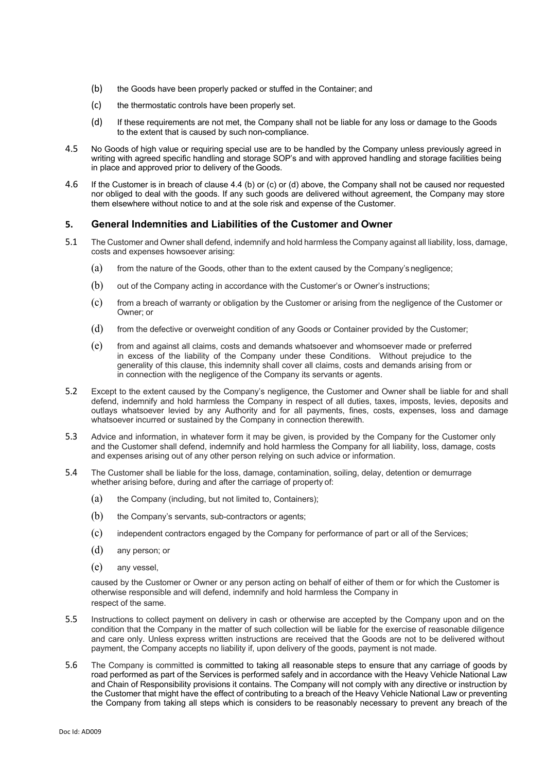(b) the Goods have been properly packed or stuffed in the Container; and

(c) the thermostatic controls have been properly set.

(d) If these requirements are not met, the Company shall not be liable for any loss or damage to the Goods to the extent that is caused by such non-compliance.

4.5 No Goods of high value or requiring special use are to be handled by the Company unless previously agreed in writing with agreed specific handling and storage SOP's and with approved handling and storage facilities being in place and approved prior to delivery of the Goods.

4.6 If the Customer is in breach of clause 4.4 (b) or (c) or (d) above, the Company shall not be caused nor requested nor obliged to deal with the goods. If any such goods are delivered without agreement, the Company may store them elsewhere without notice to and at the sole risk and expense of the Customer.

## 5. General Indemnities and Liabilities of the Customer and Owner

5.1 The Customer and Owner shall defend, indemnify and hold harmless the Company against all liability, loss, damage, costs and expenses howsoever arising:

(a) from the nature of the Goods, other than to the extent caused by the Company's negligence;

(b) out of the Company acting in accordance with the Customer's or Owner's instructions;

(c) from a breach of warranty or obligation by the Customer or arising from the negligence of the Customer or Owner; or

(d) from the defective or overweight condition of any Goods or Container provided by the Customer;

(e) from and against all claims, costs and demands whatsoever and whomsoever made or preferred in excess of the liability of the Company under these Conditions. Without prejudice to the generality of this clause, this indemnity shall cover all claims, costs and demands arising from or in connection with the negligence of the Company its servants or agents.

5.2 Except to the extent caused by the Company's negligence, the Customer and Owner shall be liable for and shall defend, indemnify and hold harmless the Company in respect of all duties, taxes, imposts, levies, deposits and outlays whatsoever levied by any Authority and for all payments, fines, costs, expenses, loss and damage whatsoever incurred or sustained by the Company in connection therewith.

5.3 Advice and information, in whatever form it may be given, is provided by the Company for the Customer only and the Customer shall defend, indemnify and hold harmless the Company for all liability, loss, damage, costs and expenses arising out of any other person relying on such advice or information.

5.4 The Customer shall be liable for the loss, damage, contamination, soiling, delay, detention or demurrage whether arising before, during and after the carriage of property of:

(a) the Company (including, but not limited to, Containers);

(b) the Company's servants, sub-contractors or agents;

(c) independent contractors engaged by the Company for performance of part or all of the Services;

(d) any person; or

(e) any vessel,

caused by the Customer or Owner or any person acting on behalf of either of them or for which the Customer is otherwise responsible and will defend, indemnify and hold harmless the Company in respect of the same.

5.5 Instructions to collect payment on delivery in cash or otherwise are accepted by the Company upon and on the condition that the Company in the matter of such collection will be liable for the exercise of reasonable diligence and care only. Unless express written instructions are received that the Goods are not to be delivered without payment, the Company accepts no liability if, upon delivery of the goods, payment is not made.

5.6 The Company is committed is committed to taking all reasonable steps to ensure that any carriage of goods by road performed as part of the Services is performed safely and in accordance with the Heavy Vehicle National Law and Chain of Responsibility provisions it contains. The Company will not comply with any directive or instruction by the Customer that might have the effect of contributing to a breach of the Heavy Vehicle National Law or preventing the Company from taking all steps which is considers to be reasonably necessary to prevent any breach of the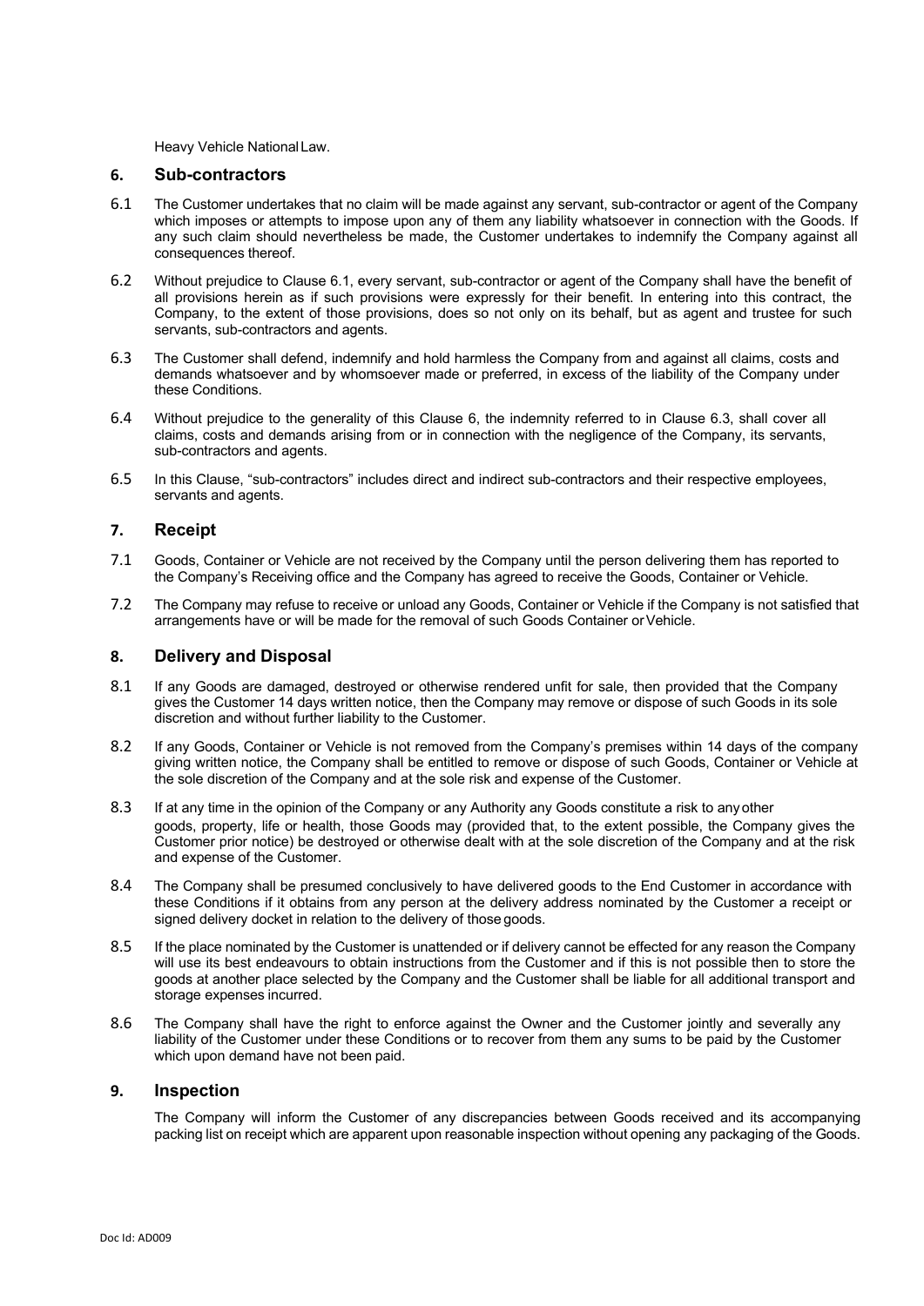Heavy Vehicle National Law.

## 6. Sub-contractors

6.1 The Customer undertakes that no claim will be made against any servant, sub-contractor or agent of the Company which imposes or attempts to impose upon any of them any liability whatsoever in connection with the Goods. If any such claim should nevertheless be made, the Customer undertakes to indemnify the Company against all consequences thereof.

6.2 Without prejudice to Clause 6.1, every servant, sub-contractor or agent of the Company shall have the benefit of all provisions herein as if such provisions were expressly for their benefit. In entering into this contract, the Company, to the extent of those provisions, does so not only on its behalf, but as agent and trustee for such servants, sub-contractors and agents.

6.3 The Customer shall defend, indemnify and hold harmless the Company from and against all claims, costs and demands whatsoever and by whomsoever made or preferred, in excess of the liability of the Company under these Conditions.

6.4 Without prejudice to the generality of this Clause 6, the indemnity referred to in Clause 6.3, shall cover all claims, costs and demands arising from or in connection with the negligence of the Company, its servants, sub-contractors and agents.

6.5 In this Clause, "sub-contractors" includes direct and indirect sub-contractors and their respective employees, servants and agents.

## 7. Receipt

7.1 Goods, Container or Vehicle are not received by the Company until the person delivering them has reported to the Company's Receiving office and the Company has agreed to receive the Goods, Container or Vehicle.

7.2 The Company may refuse to receive or unload any Goods, Container or Vehicle if the Company is not satisfied that arrangements have or will be made for the removal of such Goods Container or Vehicle.

## 8. Delivery and Disposal

8.1 If any Goods are damaged, destroyed or otherwise rendered unfit for sale, then provided that the Company gives the Customer 14 days written notice, then the Company may remove or dispose of such Goods in its sole discretion and without further liability to the Customer.

8.2 If any Goods, Container or Vehicle is not removed from the Company's premises within 14 days of the company giving written notice, the Company shall be entitled to remove or dispose of such Goods, Container or Vehicle at the sole discretion of the Company and at the sole risk and expense of the Customer.

8.3 If at any time in the opinion of the Company or any Authority any Goods constitute a risk to any other goods, property, life or health, those Goods may (provided that, to the extent possible, the Company gives the Customer prior notice) be destroyed or otherwise dealt with at the sole discretion of the Company and at the risk and expense of the Customer.

8.4 The Company shall be presumed conclusively to have delivered goods to the End Customer in accordance with these Conditions if it obtains from any person at the delivery address nominated by the Customer a receipt or signed delivery docket in relation to the delivery of those goods.

8.5 If the place nominated by the Customer is unattended or if delivery cannot be effected for any reason the Company will use its best endeavours to obtain instructions from the Customer and if this is not possible then to store the goods at another place selected by the Company and the Customer shall be liable for all additional transport and storage expenses incurred.

8.6 The Company shall have the right to enforce against the Owner and the Customer jointly and severally any liability of the Customer under these Conditions or to recover from them any sums to be paid by the Customer which upon demand have not been paid.

## 9. Inspection

The Company will inform the Customer of any discrepancies between Goods received and its accompanying packing list on receipt which are apparent upon reasonable inspection without opening any packaging of the Goods.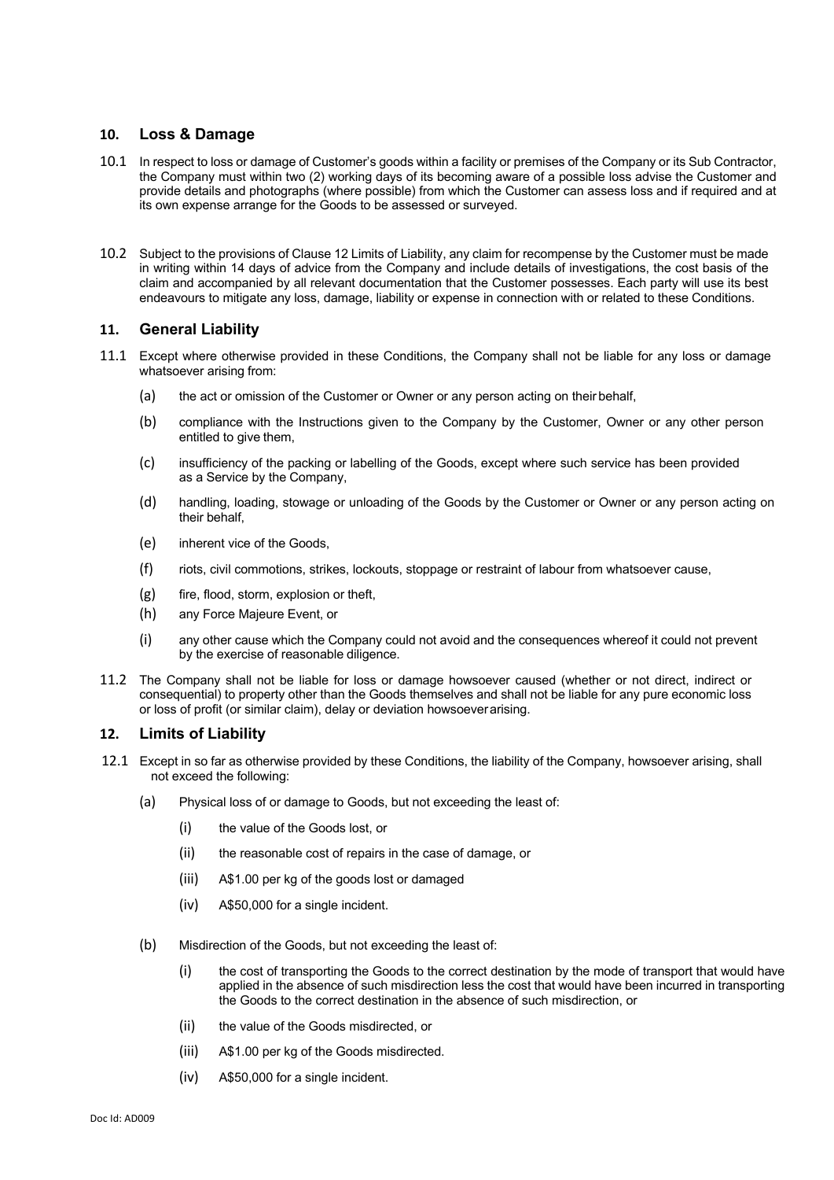## 10. Loss & Damage

10.1 In respect to loss or damage of Customer's goods within a facility or premises of the Company or its Sub Contractor, the Company must within two (2) working days of its becoming aware of a possible loss advise the Customer and provide details and photographs (where possible) from which the Customer can assess loss and if required and at its own expense arrange for the Goods to be assessed or surveyed.

10.2 Subject to the provisions of Clause 12 Limits of Liability, any claim for recompense by the Customer must be made in writing within 14 days of advice from the Company and include details of investigations, the cost basis of the claim and accompanied by all relevant documentation that the Customer possesses. Each party will use its best endeavours to mitigate any loss, damage, liability or expense in connection with or related to these Conditions.

## 11. General Liability

11.1 Except where otherwise provided in these Conditions, the Company shall not be liable for any loss or damage whatsoever arising from:

(a) the act or omission of the Customer or Owner or any person acting on their behalf,

(b) compliance with the Instructions given to the Company by the Customer, Owner or any other person entitled to give them,

(c) insufficiency of the packing or labelling of the Goods, except where such service has been provided as a Service by the Company,

(d) handling, loading, stowage or unloading of the Goods by the Customer or Owner or any person acting on their behalf,

(e) inherent vice of the Goods,

(f) riots, civil commotions, strikes, lockouts, stoppage or restraint of labour from whatsoever cause,

(g) fire, flood, storm, explosion or theft,

(h) any Force Majeure Event, or

(i) any other cause which the Company could not avoid and the consequences whereof it could not prevent by the exercise of reasonable diligence.

11.2 The Company shall not be liable for loss or damage howsoever caused (whether or not direct, indirect or consequential) to property other than the Goods themselves and shall not be liable for any pure economic loss or loss of profit (or similar claim), delay or deviation howsoever arising.

## 12. Limits of Liability

12.1 Except in so far as otherwise provided by these Conditions, the liability of the Company, howsoever arising, shall not exceed the following:

(a) Physical loss of or damage to Goods, but not exceeding the least of:

(i) the value of the Goods lost, or

(ii) the reasonable cost of repairs in the case of damage, or

(iii) A$1.00 per kg of the goods lost or damaged

(iv) A$50,000 for a single incident.

(b) Misdirection of the Goods, but not exceeding the least of:

(i) the cost of transporting the Goods to the correct destination by the mode of transport that would have applied in the absence of such misdirection less the cost that would have been incurred in transporting the Goods to the correct destination in the absence of such misdirection, or

(ii) the value of the Goods misdirected, or

(iii) A$1.00 per kg of the Goods misdirected.

(iv) A$50,000 for a single incident.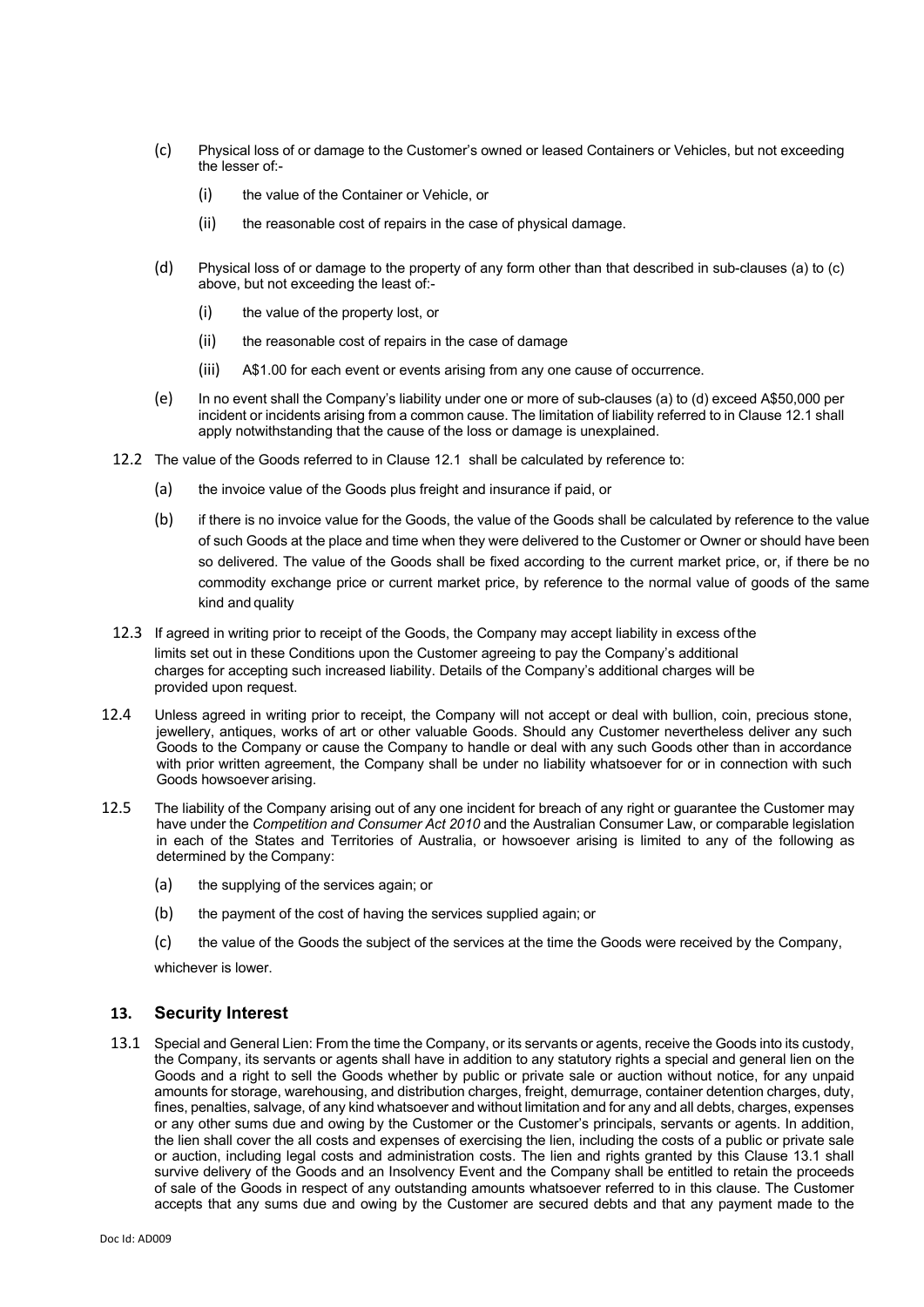(c) Physical loss of or damage to the Customer's owned or leased Containers or Vehicles, but not exceeding the lesser of:-

(i) the value of the Container or Vehicle, or

(ii) the reasonable cost of repairs in the case of physical damage.

(d) Physical loss of or damage to the property of any form other than that described in sub-clauses (a) to (c) above, but not exceeding the least of:-

(i) the value of the property lost, or

(ii) the reasonable cost of repairs in the case of damage

(iii) A$1.00 for each event or events arising from any one cause of occurrence.

(e) In no event shall the Company's liability under one or more of sub-clauses (a) to (d) exceed A$50,000 per incident or incidents arising from a common cause. The limitation of liability referred to in Clause 12.1 shall apply notwithstanding that the cause of the loss or damage is unexplained.

12.2 The value of the Goods referred to in Clause 12.1 shall be calculated by reference to:

(a) the invoice value of the Goods plus freight and insurance if paid, or

(b) if there is no invoice value for the Goods, the value of the Goods shall be calculated by reference to the value of such Goods at the place and time when they were delivered to the Customer or Owner or should have been so delivered. The value of the Goods shall be fixed according to the current market price, or, if there be no commodity exchange price or current market price, by reference to the normal value of goods of the same kind and quality

12.3 If agreed in writing prior to receipt of the Goods, the Company may accept liability in excess of the limits set out in these Conditions upon the Customer agreeing to pay the Company's additional charges for accepting such increased liability. Details of the Company's additional charges will be provided upon request.

12.4 Unless agreed in writing prior to receipt, the Company will not accept or deal with bullion, coin, precious stone, jewellery, antiques, works of art or other valuable Goods. Should any Customer nevertheless deliver any such Goods to the Company or cause the Company to handle or deal with any such Goods other than in accordance with prior written agreement, the Company shall be under no liability whatsoever for or in connection with such Goods howsoever arising.

12.5 The liability of the Company arising out of any one incident for breach of any right or guarantee the Customer may have under the *Competition and Consumer Act 2010* and the Australian Consumer Law, or comparable legislation in each of the States and Territories of Australia, or howsoever arising is limited to any of the following as determined by the Company:

(a) the supplying of the services again; or

(b) the payment of the cost of having the services supplied again; or

(c) the value of the Goods the subject of the services at the time the Goods were received by the Company,

whichever is lower.

## 13. Security Interest

13.1 Special and General Lien: From the time the Company, or its servants or agents, receive the Goods into its custody, the Company, its servants or agents shall have in addition to any statutory rights a special and general lien on the Goods and a right to sell the Goods whether by public or private sale or auction without notice, for any unpaid amounts for storage, warehousing, and distribution charges, freight, demurrage, container detention charges, duty, fines, penalties, salvage, of any kind whatsoever and without limitation and for any and all debts, charges, expenses or any other sums due and owing by the Customer or the Customer's principals, servants or agents. In addition, the lien shall cover the all costs and expenses of exercising the lien, including the costs of a public or private sale or auction, including legal costs and administration costs. The lien and rights granted by this Clause 13.1 shall survive delivery of the Goods and an Insolvency Event and the Company shall be entitled to retain the proceeds of sale of the Goods in respect of any outstanding amounts whatsoever referred to in this clause. The Customer accepts that any sums due and owing by the Customer are secured debts and that any payment made to the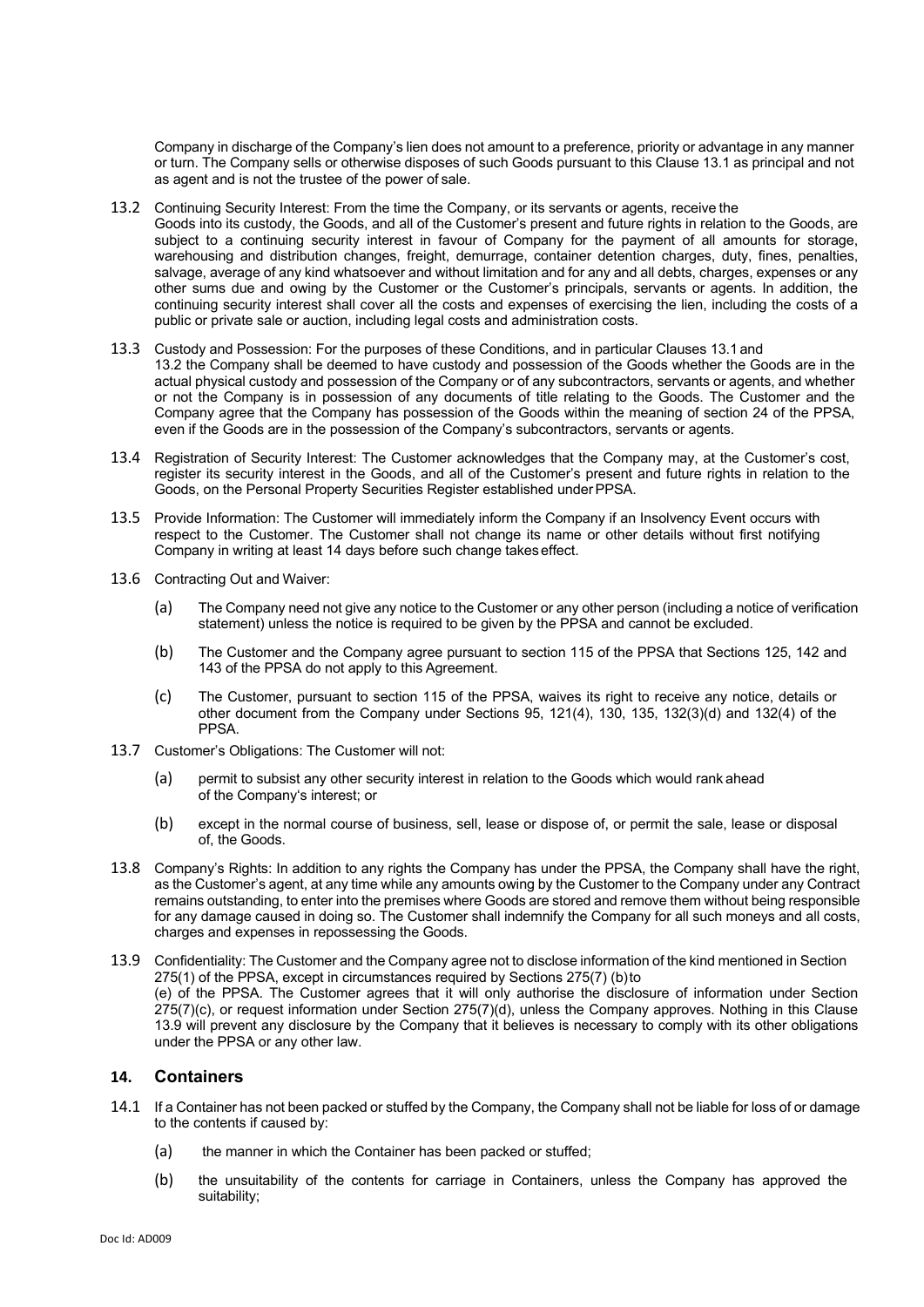Company in discharge of the Company's lien does not amount to a preference, priority or advantage in any manner or turn. The Company sells or otherwise disposes of such Goods pursuant to this Clause 13.1 as principal and not as agent and is not the trustee of the power of sale.

13.2 Continuing Security Interest: From the time the Company, or its servants or agents, receive the Goods into its custody, the Goods, and all of the Customer's present and future rights in relation to the Goods, are subject to a continuing security interest in favour of Company for the payment of all amounts for storage, warehousing and distribution changes, freight, demurrage, container detention charges, duty, fines, penalties, salvage, average of any kind whatsoever and without limitation and for any and all debts, charges, expenses or any other sums due and owing by the Customer or the Customer's principals, servants or agents. In addition, the continuing security interest shall cover all the costs and expenses of exercising the lien, including the costs of a public or private sale or auction, including legal costs and administration costs.

13.3 Custody and Possession: For the purposes of these Conditions, and in particular Clauses 13.1 and 13.2 the Company shall be deemed to have custody and possession of the Goods whether the Goods are in the actual physical custody and possession of the Company or of any subcontractors, servants or agents, and whether or not the Company is in possession of any documents of title relating to the Goods. The Customer and the Company agree that the Company has possession of the Goods within the meaning of section 24 of the PPSA, even if the Goods are in the possession of the Company's subcontractors, servants or agents.

13.4 Registration of Security Interest: The Customer acknowledges that the Company may, at the Customer's cost, register its security interest in the Goods, and all of the Customer's present and future rights in relation to the Goods, on the Personal Property Securities Register established under PPSA.

13.5 Provide Information: The Customer will immediately inform the Company if an Insolvency Event occurs with respect to the Customer. The Customer shall not change its name or other details without first notifying Company in writing at least 14 days before such change takes effect.

13.6 Contracting Out and Waiver:

(a) The Company need not give any notice to the Customer or any other person (including a notice of verification statement) unless the notice is required to be given by the PPSA and cannot be excluded.

(b) The Customer and the Company agree pursuant to section 115 of the PPSA that Sections 125, 142 and 143 of the PPSA do not apply to this Agreement.

(c) The Customer, pursuant to section 115 of the PPSA, waives its right to receive any notice, details or other document from the Company under Sections 95, 121(4), 130, 135, 132(3)(d) and 132(4) of the PPSA.

13.7 Customer's Obligations: The Customer will not:

(a) permit to subsist any other security interest in relation to the Goods which would rank ahead of the Company's interest; or

(b) except in the normal course of business, sell, lease or dispose of, or permit the sale, lease or disposal of, the Goods.

13.8 Company's Rights: In addition to any rights the Company has under the PPSA, the Company shall have the right, as the Customer's agent, at any time while any amounts owing by the Customer to the Company under any Contract remains outstanding, to enter into the premises where Goods are stored and remove them without being responsible for any damage caused in doing so. The Customer shall indemnify the Company for all such moneys and all costs, charges and expenses in repossessing the Goods.

13.9 Confidentiality: The Customer and the Company agree not to disclose information of the kind mentioned in Section 275(1) of the PPSA, except in circumstances required by Sections 275(7) (b) to (e) of the PPSA. The Customer agrees that it will only authorise the disclosure of information under Section 275(7)(c), or request information under Section 275(7)(d), unless the Company approves. Nothing in this Clause 13.9 will prevent any disclosure by the Company that it believes is necessary to comply with its other obligations under the PPSA or any other law.

## 14. Containers

14.1 If a Container has not been packed or stuffed by the Company, the Company shall not be liable for loss of or damage to the contents if caused by:

(a) the manner in which the Container has been packed or stuffed;

(b) the unsuitability of the contents for carriage in Containers, unless the Company has approved the suitability;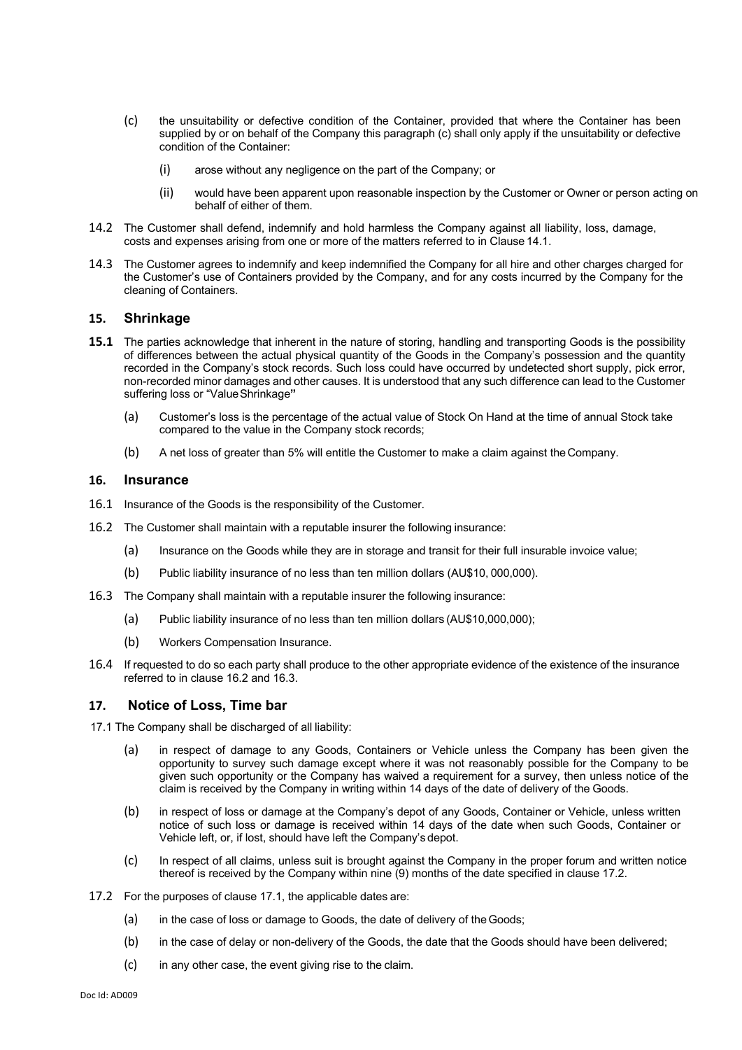(c) the unsuitability or defective condition of the Container, provided that where the Container has been supplied by or on behalf of the Company this paragraph (c) shall only apply if the unsuitability or defective condition of the Container:

  (i) arose without any negligence on the part of the Company; or

  (ii) would have been apparent upon reasonable inspection by the Customer or Owner or person acting on behalf of either of them.

14.2 The Customer shall defend, indemnify and hold harmless the Company against all liability, loss, damage, costs and expenses arising from one or more of the matters referred to in Clause 14.1.

14.3 The Customer agrees to indemnify and keep indemnified the Company for all hire and other charges charged for the Customer's use of Containers provided by the Company, and for any costs incurred by the Company for the cleaning of Containers.

## 15. Shrinkage

**15.1** The parties acknowledge that inherent in the nature of storing, handling and transporting Goods is the possibility of differences between the actual physical quantity of the Goods in the Company's possession and the quantity recorded in the Company's stock records. Such loss could have occurred by undetected short supply, pick error, non-recorded minor damages and other causes. It is understood that any such difference can lead to the Customer suffering loss or "Value Shrinkage"

(a) Customer's loss is the percentage of the actual value of Stock On Hand at the time of annual Stock take compared to the value in the Company stock records;

(b) A net loss of greater than 5% will entitle the Customer to make a claim against the Company.

## 16. Insurance

16.1 Insurance of the Goods is the responsibility of the Customer.

16.2 The Customer shall maintain with a reputable insurer the following insurance:

(a) Insurance on the Goods while they are in storage and transit for their full insurable invoice value;

(b) Public liability insurance of no less than ten million dollars (AU$10, 000,000).

16.3 The Company shall maintain with a reputable insurer the following insurance:

(a) Public liability insurance of no less than ten million dollars (AU$10,000,000);

(b) Workers Compensation Insurance.

16.4 If requested to do so each party shall produce to the other appropriate evidence of the existence of the insurance referred to in clause 16.2 and 16.3.

## 17. Notice of Loss, Time bar

17.1 The Company shall be discharged of all liability:

(a) in respect of damage to any Goods, Containers or Vehicle unless the Company has been given the opportunity to survey such damage except where it was not reasonably possible for the Company to be given such opportunity or the Company has waived a requirement for a survey, then unless notice of the claim is received by the Company in writing within 14 days of the date of delivery of the Goods.

(b) in respect of loss or damage at the Company's depot of any Goods, Container or Vehicle, unless written notice of such loss or damage is received within 14 days of the date when such Goods, Container or Vehicle left, or, if lost, should have left the Company's depot.

(c) In respect of all claims, unless suit is brought against the Company in the proper forum and written notice thereof is received by the Company within nine (9) months of the date specified in clause 17.2.

17.2 For the purposes of clause 17.1, the applicable dates are:

(a) in the case of loss or damage to Goods, the date of delivery of the Goods;

(b) in the case of delay or non-delivery of the Goods, the date that the Goods should have been delivered;

(c) in any other case, the event giving rise to the claim.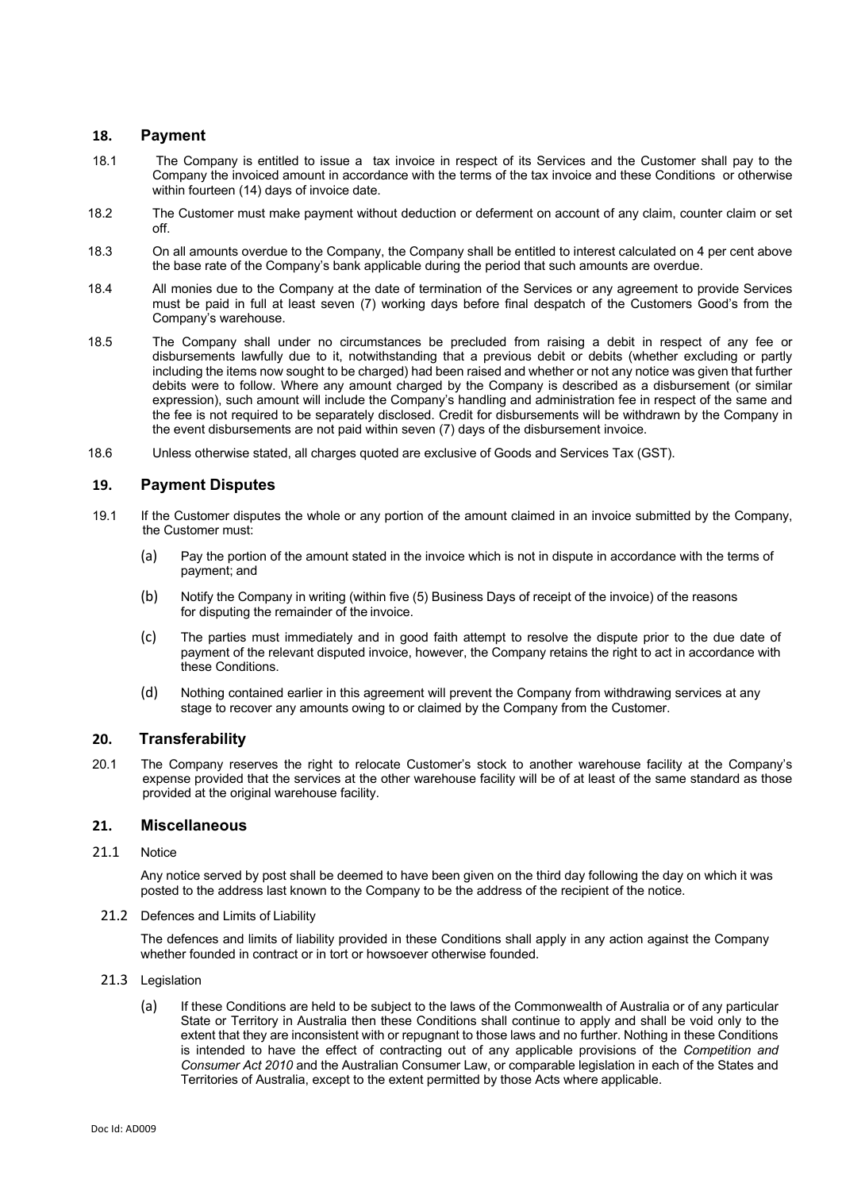## 18. Payment

18.1 The Company is entitled to issue a tax invoice in respect of its Services and the Customer shall pay to the Company the invoiced amount in accordance with the terms of the tax invoice and these Conditions or otherwise within fourteen (14) days of invoice date.

18.2 The Customer must make payment without deduction or deferment on account of any claim, counter claim or set off.

18.3 On all amounts overdue to the Company, the Company shall be entitled to interest calculated on 4 per cent above the base rate of the Company's bank applicable during the period that such amounts are overdue.

18.4 All monies due to the Company at the date of termination of the Services or any agreement to provide Services must be paid in full at least seven (7) working days before final despatch of the Customers Good's from the Company's warehouse.

18.5 The Company shall under no circumstances be precluded from raising a debit in respect of any fee or disbursements lawfully due to it, notwithstanding that a previous debit or debits (whether excluding or partly including the items now sought to be charged) had been raised and whether or not any notice was given that further debits were to follow. Where any amount charged by the Company is described as a disbursement (or similar expression), such amount will include the Company's handling and administration fee in respect of the same and the fee is not required to be separately disclosed. Credit for disbursements will be withdrawn by the Company in the event disbursements are not paid within seven (7) days of the disbursement invoice.

18.6 Unless otherwise stated, all charges quoted are exclusive of Goods and Services Tax (GST).

## 19. Payment Disputes

19.1 If the Customer disputes the whole or any portion of the amount claimed in an invoice submitted by the Company, the Customer must:

(a) Pay the portion of the amount stated in the invoice which is not in dispute in accordance with the terms of payment; and

(b) Notify the Company in writing (within five (5) Business Days of receipt of the invoice) of the reasons for disputing the remainder of the invoice.

(c) The parties must immediately and in good faith attempt to resolve the dispute prior to the due date of payment of the relevant disputed invoice, however, the Company retains the right to act in accordance with these Conditions.

(d) Nothing contained earlier in this agreement will prevent the Company from withdrawing services at any stage to recover any amounts owing to or claimed by the Company from the Customer.

## 20. Transferability

20.1 The Company reserves the right to relocate Customer's stock to another warehouse facility at the Company's expense provided that the services at the other warehouse facility will be of at least of the same standard as those provided at the original warehouse facility.

## 21. Miscellaneous

21.1 Notice

Any notice served by post shall be deemed to have been given on the third day following the day on which it was posted to the address last known to the Company to be the address of the recipient of the notice.

21.2 Defences and Limits of Liability

The defences and limits of liability provided in these Conditions shall apply in any action against the Company whether founded in contract or in tort or howsoever otherwise founded.

21.3 Legislation

(a) If these Conditions are held to be subject to the laws of the Commonwealth of Australia or of any particular State or Territory in Australia then these Conditions shall continue to apply and shall be void only to the extent that they are inconsistent with or repugnant to those laws and no further. Nothing in these Conditions is intended to have the effect of contracting out of any applicable provisions of the *Competition and Consumer Act 2010* and the Australian Consumer Law, or comparable legislation in each of the States and Territories of Australia, except to the extent permitted by those Acts where applicable.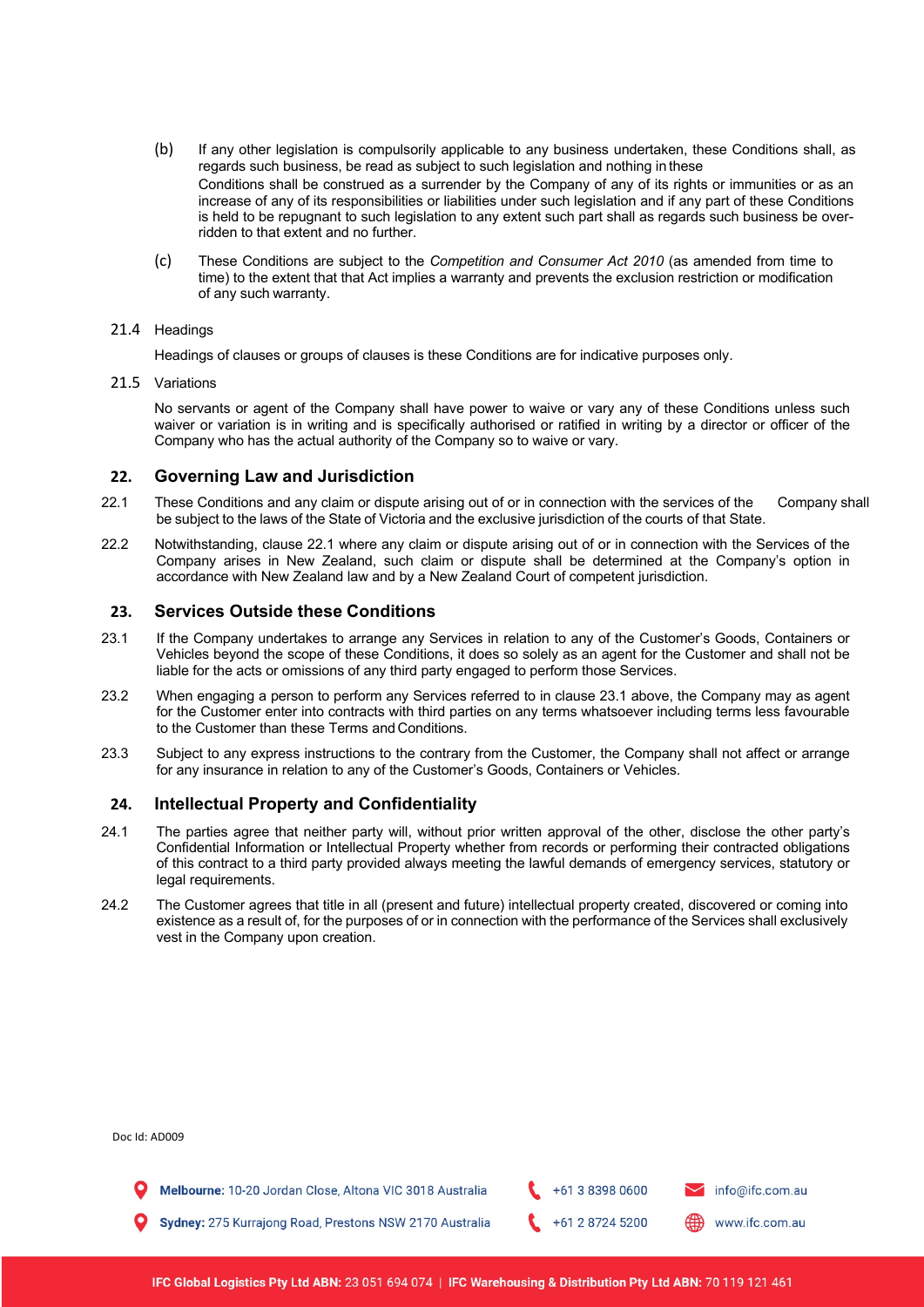(b) If any other legislation is compulsorily applicable to any business undertaken, these Conditions shall, as regards such business, be read as subject to such legislation and nothing in these Conditions shall be construed as a surrender by the Company of any of its rights or immunities or as an increase of any of its responsibilities or liabilities under such legislation and if any part of these Conditions is held to be repugnant to such legislation to any extent such part shall as regards such business be over-ridden to that extent and no further.

(c) These Conditions are subject to the *Competition and Consumer Act 2010* (as amended from time to time) to the extent that that Act implies a warranty and prevents the exclusion restriction or modification of any such warranty.

21.4 Headings

Headings of clauses or groups of clauses is these Conditions are for indicative purposes only.

21.5 Variations

No servants or agent of the Company shall have power to waive or vary any of these Conditions unless such waiver or variation is in writing and is specifically authorised or ratified in writing by a director or officer of the Company who has the actual authority of the Company so to waive or vary.

## 22. Governing Law and Jurisdiction

22.1 These Conditions and any claim or dispute arising out of or in connection with the services of the Company shall be subject to the laws of the State of Victoria and the exclusive jurisdiction of the courts of that State.

22.2 Notwithstanding, clause 22.1 where any claim or dispute arising out of or in connection with the Services of the Company arises in New Zealand, such claim or dispute shall be determined at the Company's option in accordance with New Zealand law and by a New Zealand Court of competent jurisdiction.

## 23. Services Outside these Conditions

23.1 If the Company undertakes to arrange any Services in relation to any of the Customer's Goods, Containers or Vehicles beyond the scope of these Conditions, it does so solely as an agent for the Customer and shall not be liable for the acts or omissions of any third party engaged to perform those Services.

23.2 When engaging a person to perform any Services referred to in clause 23.1 above, the Company may as agent for the Customer enter into contracts with third parties on any terms whatsoever including terms less favourable to the Customer than these Terms and Conditions.

23.3 Subject to any express instructions to the contrary from the Customer, the Company shall not affect or arrange for any insurance in relation to any of the Customer's Goods, Containers or Vehicles.

## 24. Intellectual Property and Confidentiality

24.1 The parties agree that neither party will, without prior written approval of the other, disclose the other party's Confidential Information or Intellectual Property whether from records or performing their contracted obligations of this contract to a third party provided always meeting the lawful demands of emergency services, statutory or legal requirements.

24.2 The Customer agrees that title in all (present and future) intellectual property created, discovered or coming into existence as a result of, for the purposes of or in connection with the performance of the Services shall exclusively vest in the Company upon creation.